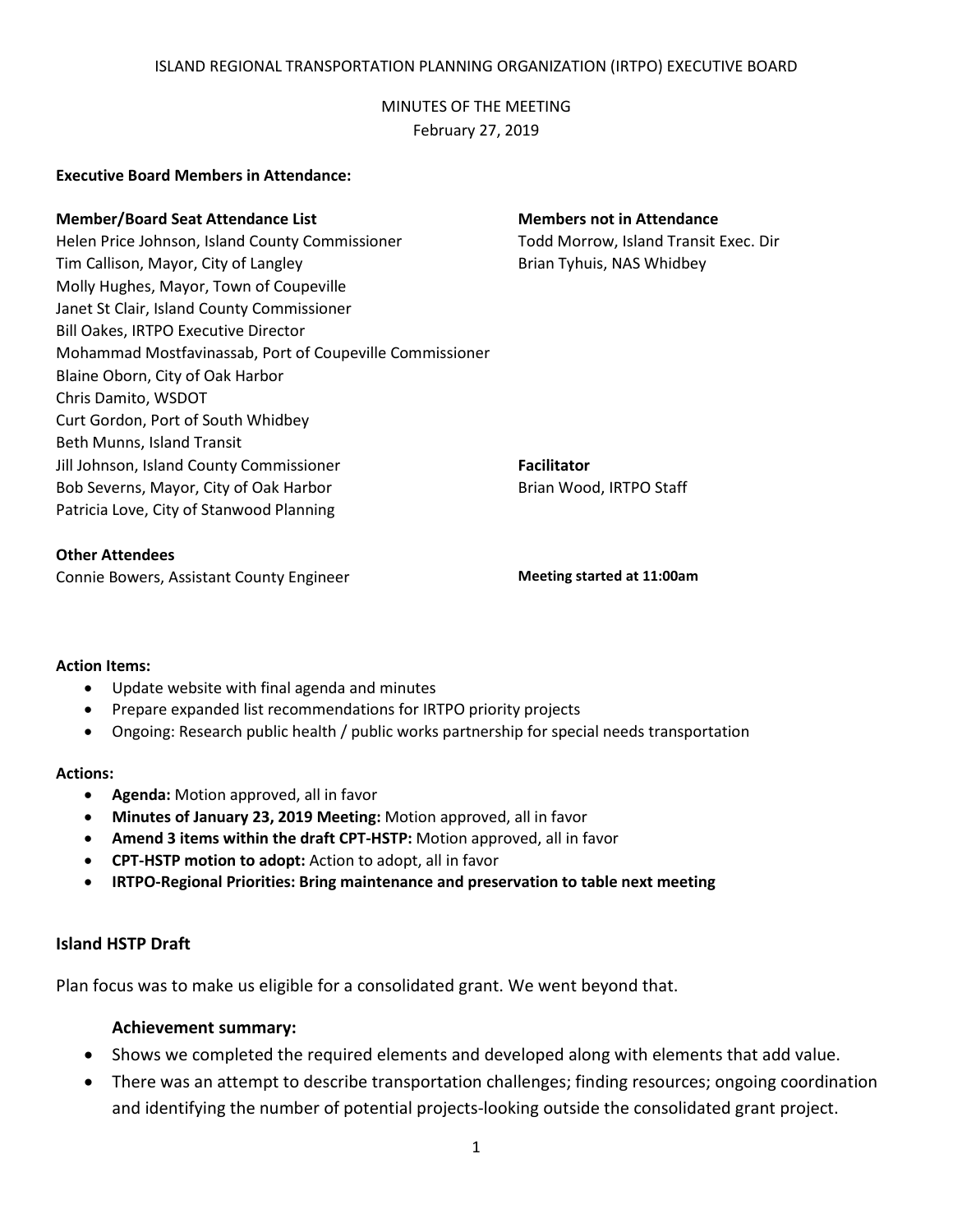ISLAND REGIONAL TRANSPORTATION PLANNING ORGANIZATION (IRTPO) EXECUTIVE BOARD

MINUTES OF THE MEETING
February 27, 2019

**Executive Board Members in Attendance:**

**Member/Board Seat Attendance List**
Helen Price Johnson, Island County Commissioner
Tim Callison, Mayor, City of Langley
Molly Hughes, Mayor, Town of Coupeville
Janet St Clair, Island County Commissioner
Bill Oakes, IRTPO Executive Director
Mohammad Mostfavinassab, Port of Coupeville Commissioner
Blaine Oborn, City of Oak Harbor
Chris Damito, WSDOT
Curt Gordon, Port of South Whidbey
Beth Munns, Island Transit
Jill Johnson, Island County Commissioner
Bob Severns, Mayor, City of Oak Harbor
Patricia Love, City of Stanwood Planning

**Members not in Attendance**
Todd Morrow, Island Transit Exec. Dir
Brian Tyhuis, NAS Whidbey

**Facilitator**
Brian Wood, IRTPO Staff

**Other Attendees**
Connie Bowers, Assistant County Engineer

**Meeting started at 11:00am**

**Action Items:**

- Update website with final agenda and minutes
- Prepare expanded list recommendations for IRTPO priority projects
- Ongoing: Research public health / public works partnership for special needs transportation

**Actions:**

- **Agenda:** Motion approved, all in favor
- **Minutes of January 23, 2019 Meeting:** Motion approved, all in favor
- **Amend 3 items within the draft CPT-HSTP:** Motion approved, all in favor
- **CPT-HSTP motion to adopt:** Action to adopt, all in favor
- **IRTPO-Regional Priorities: Bring maintenance and preservation to table next meeting**

## Island HSTP Draft

Plan focus was to make us eligible for a consolidated grant. We went beyond that.

### Achievement summary:

- Shows we completed the required elements and developed along with elements that add value.
- There was an attempt to describe transportation challenges; finding resources; ongoing coordination and identifying the number of potential projects-looking outside the consolidated grant project.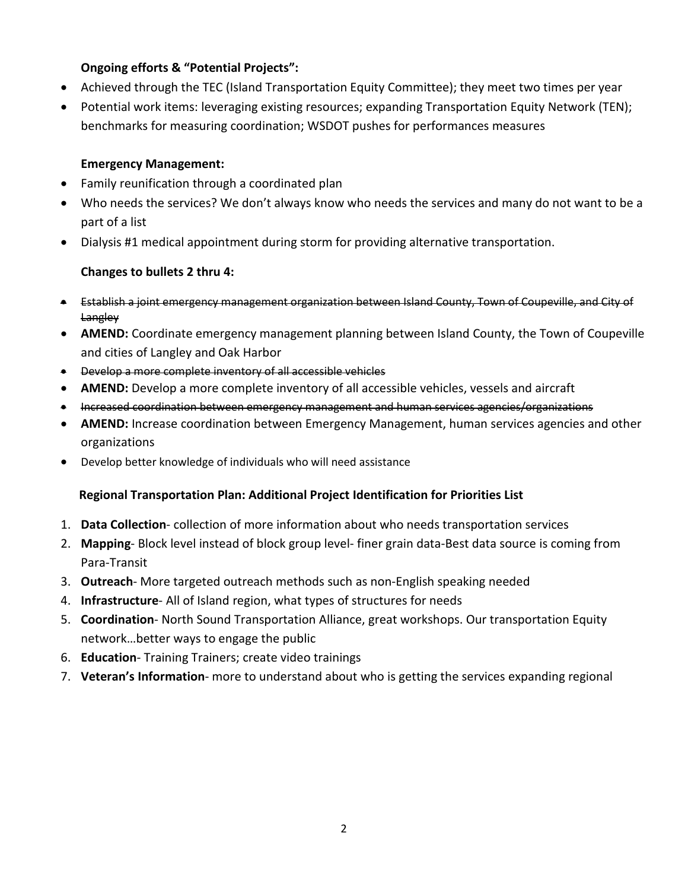**Ongoing efforts & "Potential Projects":**

- Achieved through the TEC (Island Transportation Equity Committee); they meet two times per year
- Potential work items: leveraging existing resources; expanding Transportation Equity Network (TEN); benchmarks for measuring coordination; WSDOT pushes for performances measures

**Emergency Management:**

- Family reunification through a coordinated plan
- Who needs the services? We don't always know who needs the services and many do not want to be a part of a list
- Dialysis #1 medical appointment during storm for providing alternative transportation.

**Changes to bullets 2 thru 4:**

- ~~Establish a joint emergency management organization between Island County, Town of Coupeville, and City of Langley~~
- **AMEND:** Coordinate emergency management planning between Island County, the Town of Coupeville and cities of Langley and Oak Harbor
- ~~Develop a more complete inventory of all accessible vehicles~~
- **AMEND:** Develop a more complete inventory of all accessible vehicles, vessels and aircraft
- ~~Increased coordination between emergency management and human services agencies/organizations~~
- **AMEND:** Increase coordination between Emergency Management, human services agencies and other organizations
- Develop better knowledge of individuals who will need assistance

**Regional Transportation Plan: Additional Project Identification for Priorities List**

1. **Data Collection**- collection of more information about who needs transportation services
2. **Mapping**- Block level instead of block group level- finer grain data-Best data source is coming from Para-Transit
3. **Outreach**- More targeted outreach methods such as non-English speaking needed
4. **Infrastructure**- All of Island region, what types of structures for needs
5. **Coordination**- North Sound Transportation Alliance, great workshops. Our transportation Equity network…better ways to engage the public
6. **Education**- Training Trainers; create video trainings
7. **Veteran's Information**- more to understand about who is getting the services expanding regional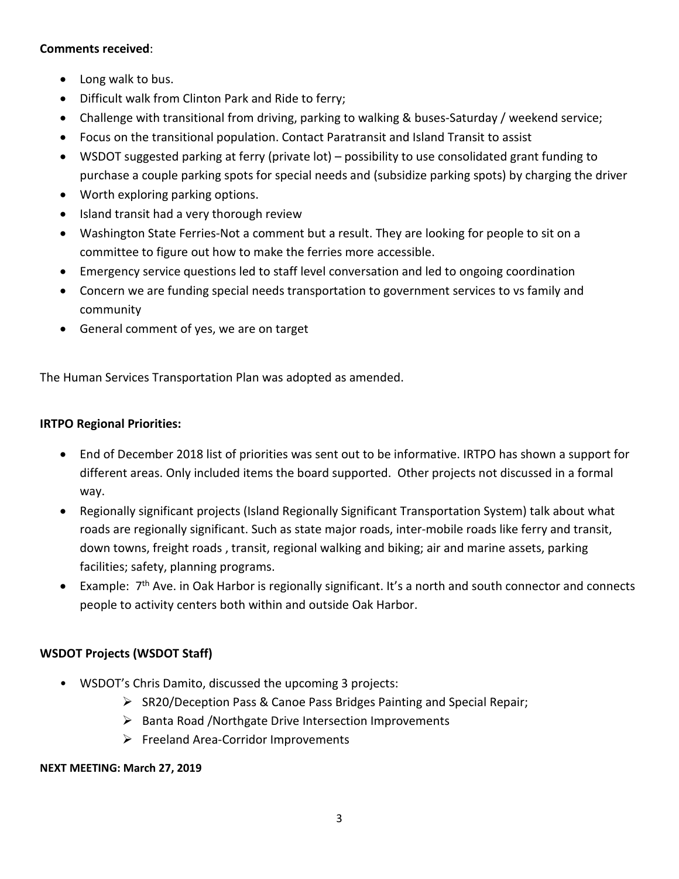**Comments received**:

- Long walk to bus.
- Difficult walk from Clinton Park and Ride to ferry;
- Challenge with transitional from driving, parking to walking & buses-Saturday / weekend service;
- Focus on the transitional population. Contact Paratransit and Island Transit to assist
- WSDOT suggested parking at ferry (private lot) – possibility to use consolidated grant funding to purchase a couple parking spots for special needs and (subsidize parking spots) by charging the driver
- Worth exploring parking options.
- Island transit had a very thorough review
- Washington State Ferries-Not a comment but a result. They are looking for people to sit on a committee to figure out how to make the ferries more accessible.
- Emergency service questions led to staff level conversation and led to ongoing coordination
- Concern we are funding special needs transportation to government services to vs family and community
- General comment of yes, we are on target

The Human Services Transportation Plan was adopted as amended.

**IRTPO Regional Priorities:**

- End of December 2018 list of priorities was sent out to be informative. IRTPO has shown a support for different areas. Only included items the board supported. Other projects not discussed in a formal way.
- Regionally significant projects (Island Regionally Significant Transportation System) talk about what roads are regionally significant. Such as state major roads, inter-mobile roads like ferry and transit, down towns, freight roads , transit, regional walking and biking; air and marine assets, parking facilities; safety, planning programs.
- Example: 7th Ave. in Oak Harbor is regionally significant. It's a north and south connector and connects people to activity centers both within and outside Oak Harbor.

**WSDOT Projects (WSDOT Staff)**

- WSDOT's Chris Damito, discussed the upcoming 3 projects:
  - SR20/Deception Pass & Canoe Pass Bridges Painting and Special Repair;
  - Banta Road /Northgate Drive Intersection Improvements
  - Freeland Area-Corridor Improvements

**NEXT MEETING: March 27, 2019**